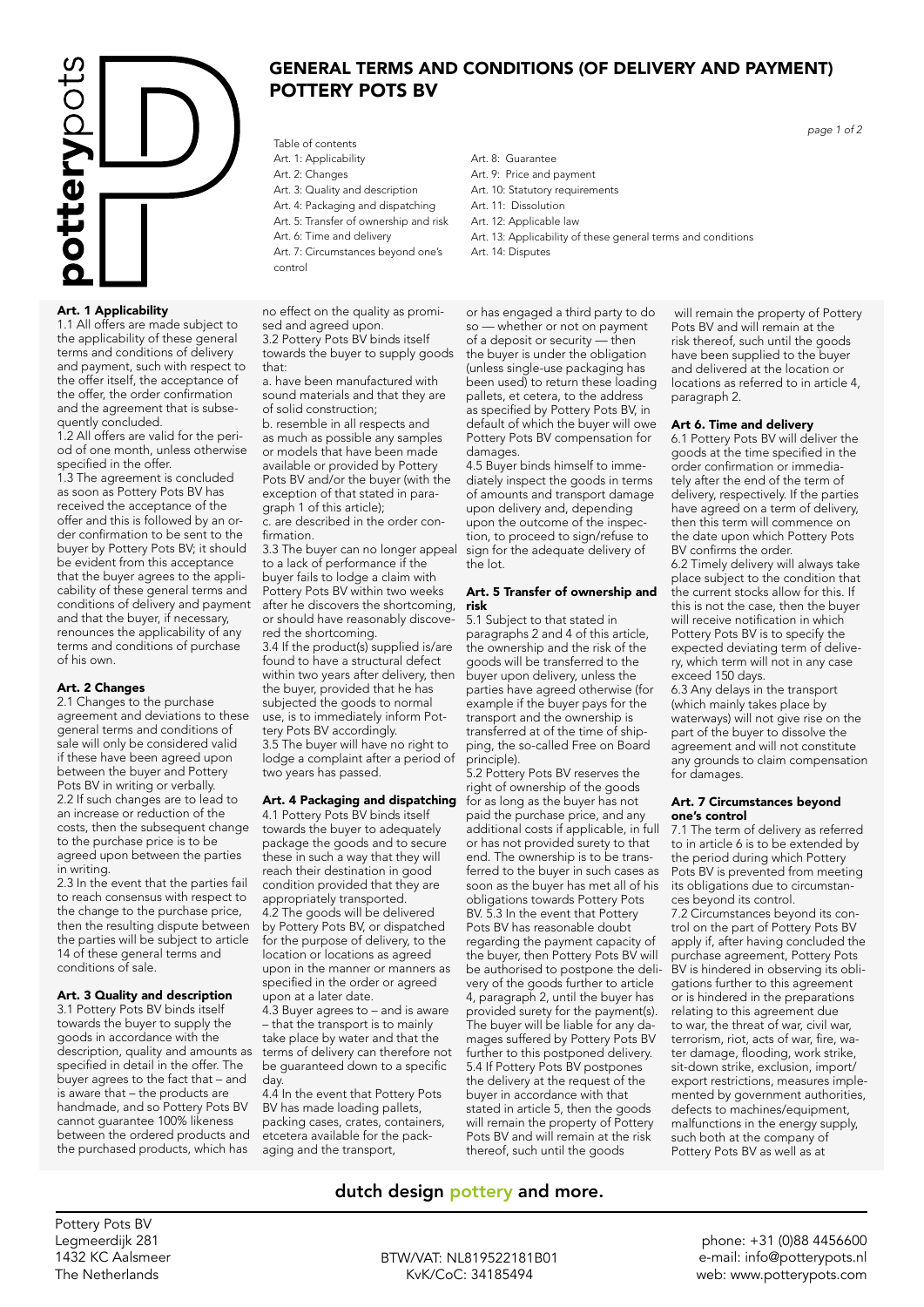# GENERAL TERMS AND CONDITIONS (OF DELIVERY AND PAYMENT) POTTERY POTS BV

Table of contents

- Art. 1: Applicability
- Art. 2: Changes
- Art. 3: Quality and description
- Art. 4: Packaging and dispatching
- Art. 5: Transfer of ownership and risk
- Art. 6: Time and delivery
- Art. 7: Circumstances beyond one's control
- Art. 8: Guarantee
- Art. 9: Price and payment
- Art. 10: Statutory requirements
- Art. 11: Dissolution
- Art. 12: Applicable law
- Art. 13: Applicability of these general terms and conditions
- Art. 14: Disputes

## Art. 1 Applicability

1.1 All offers are made subject to the applicability of these general terms and conditions of delivery and payment, such with respect to the offer itself, the acceptance of the offer, the order confirmation and the agreement that is subsequently concluded.

1.2 All offers are valid for the period of one month, unless otherwise specified in the offer.

1.3 The agreement is concluded as soon as Pottery Pots BV has received the acceptance of the offer and this is followed by an order confirmation to be sent to the buyer by Pottery Pots BV; it should be evident from this acceptance that the buyer agrees to the applicability of these general terms and conditions of delivery and payment and that the buyer, if necessary, renounces the applicability of any terms and conditions of purchase of his own.

## Art. 2 Changes

2.1 Changes to the purchase agreement and deviations to these general terms and conditions of sale will only be considered valid if these have been agreed upon between the buyer and Pottery Pots BV in writing or verbally.

2.2 If such changes are to lead to an increase or reduction of the costs, then the subsequent change to the purchase price is to be agreed upon between the parties in writing.

2.3 In the event that the parties fail to reach consensus with respect to the change to the purchase price, then the resulting dispute between the parties will be subject to article 14 of these general terms and conditions of sale.

## Art. 3 Quality and description

3.1 Pottery Pots BV binds itself towards the buyer to supply the goods in accordance with the description, quality and amounts as specified in detail in the offer. The buyer agrees to the fact that – and is aware that – the products are handmade, and so Pottery Pots BV cannot guarantee 100% likeness between the ordered products and the purchased products, which has no effect on the quality as promised and agreed upon.

3.2 Pottery Pots BV binds itself towards the buyer to supply goods that:

a. have been manufactured with sound materials and that they are of solid construction;

b. resemble in all respects and as much as possible any samples or models that have been made available or provided by Pottery Pots BV and/or the buyer (with the exception of that stated in paragraph 1 of this article);

c. are described in the order confirmation.

3.3 The buyer can no longer appeal to a lack of performance if the buyer fails to lodge a claim with Pottery Pots BV within two weeks after he discovers the shortcoming, or should have reasonably discovered the shortcoming.

3.4 If the product(s) supplied is/are found to have a structural defect within two years after delivery, then the buyer, provided that he has subjected the goods to normal use, is to immediately inform Pottery Pots BV accordingly.

3.5 The buyer will have no right to lodge a complaint after a period of two years has passed.

## Art. 4 Packaging and dispatching

4.1 Pottery Pots BV binds itself towards the buyer to adequately package the goods and to secure these in such a way that they will reach their destination in good condition provided that they are appropriately transported.

4.2 The goods will be delivered by Pottery Pots BV, or dispatched for the purpose of delivery, to the location or locations as agreed upon in the manner or manners as specified in the order or agreed upon at a later date.

4.3 Buyer agrees to – and is aware – that the transport is to mainly take place by water and that the terms of delivery can therefore not be guaranteed down to a specific day.

4.4 In the event that Pottery Pots BV has made loading pallets, packing cases, crates, containers, etcetera available for the packaging and the transport, or has engaged a third party to do so — whether or not on payment of a deposit or security — then the buyer is under the obligation (unless single-use packaging has been used) to return these loading pallets, et cetera, to the address as specified by Pottery Pots BV, in default of which the buyer will owe Pottery Pots BV compensation for damages.

4.5 Buyer binds himself to immediately inspect the goods in terms of amounts and transport damage upon delivery and, depending upon the outcome of the inspection, to proceed to sign/refuse to sign for the adequate delivery of the lot.

## Art. 5 Transfer of ownership and risk

5.1 Subject to that stated in paragraphs 2 and 4 of this article, the ownership and the risk of the goods will be transferred to the buyer upon delivery, unless the parties have agreed otherwise (for example if the buyer pays for the transport and the ownership is transferred at of the time of shipping, the so-called Free on Board principle).

5.2 Pottery Pots BV reserves the right of ownership of the goods for as long as the buyer has not paid the purchase price, and any additional costs if applicable, in full or has not provided surety to that end. The ownership is to be transferred to the buyer in such cases as soon as the buyer has met all of his obligations towards Pottery Pots BV.

5.3 In the event that Pottery Pots BV has reasonable doubt regarding the payment capacity of the buyer, then Pottery Pots BV will be authorised to postpone the delivery of the goods further to article 4, paragraph 2, until the buyer has provided surety for the payment(s). The buyer will be liable for any damages suffered by Pottery Pots BV further to this postponed delivery.

5.4 If Pottery Pots BV postpones the delivery at the request of the buyer in accordance with that stated in article 5, then the goods will remain the property of Pottery Pots BV and will remain at the risk thereof, such until the goods have been supplied to the buyer and delivered at the location or locations as referred to in article 4, paragraph 2.

## Art 6. Time and delivery

6.1 Pottery Pots BV will deliver the goods at the time specified in the order confirmation or immediately after the end of the term of delivery, respectively. If the parties have agreed on a term of delivery, then this term will commence on the date upon which Pottery Pots BV confirms the order.

6.2 Timely delivery will always take place subject to the condition that the current stocks allow for this. If this is not the case, then the buyer will receive notification in which Pottery Pots BV is to specify the expected deviating term of delivery, which term will not in any case exceed 150 days.

6.3 Any delays in the transport (which mainly takes place by waterways) will not give rise on the part of the buyer to dissolve the agreement and will not constitute any grounds to claim compensation for damages.

## Art. 7 Circumstances beyond one's control

7.1 The term of delivery as referred to in article 6 is to be extended by the period during which Pottery Pots BV is prevented from meeting its obligations due to circumstances beyond its control.

7.2 Circumstances beyond its control on the part of Pottery Pots BV apply if, after having concluded the purchase agreement, Pottery Pots BV is hindered in observing its obligations further to this agreement or is hindered in the preparations relating to this agreement due to war, the threat of war, civil war, terrorism, riot, acts of war, fire, water damage, flooding, work strike, sit-down strike, exclusion, import/export restrictions, measures implemented by government authorities, defects to machines/equipment, malfunctions in the energy supply, such both at the company of Pottery Pots BV as well as at

dutch design pottery and more.

Pottery Pots BV
Legmeerdijk 281
1432 KC Aalsmeer
The Netherlands

BTW/VAT: NL819522181B01
KvK/CoC: 34185494

phone: +31 (0)88 4456600
e-mail: info@potterypots.nl
web: www.potterypots.com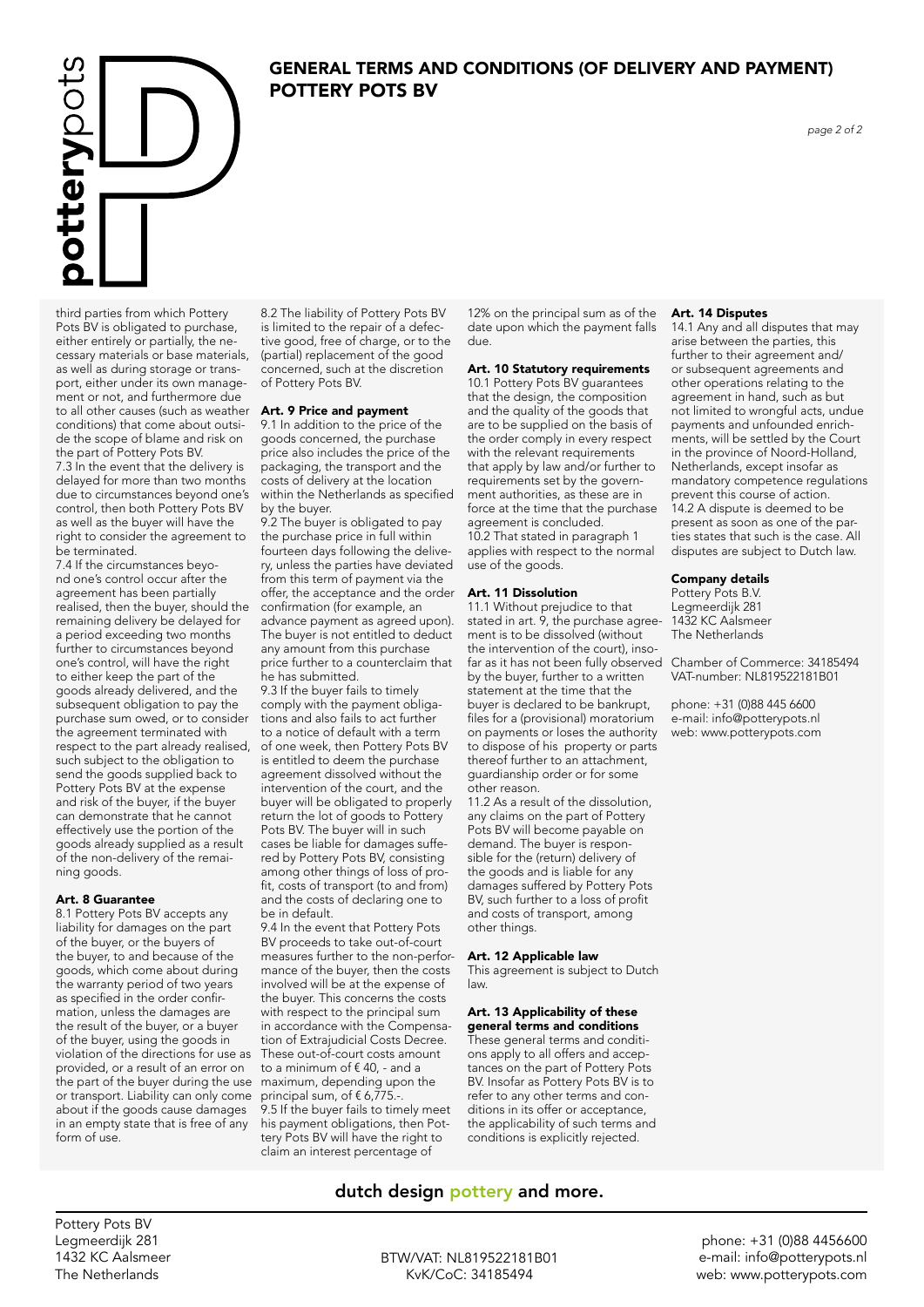# GENERAL TERMS AND CONDITIONS (OF DELIVERY AND PAYMENT) POTTERY POTS BV

third parties from which Pottery Pots BV is obligated to purchase, either entirely or partially, the necessary materials or base materials, as well as during storage or transport, either under its own management or not, and furthermore due to all other causes (such as weather conditions) that come about outside the scope of blame and risk on the part of Pottery Pots BV.

7.3 In the event that the delivery is delayed for more than two months due to circumstances beyond one's control, then both Pottery Pots BV as well as the buyer will have the right to consider the agreement to be terminated.

7.4 If the circumstances beyond one's control occur after the agreement has been partially realised, then the buyer, should the remaining delivery be delayed for a period exceeding two months further to circumstances beyond one's control, will have the right to either keep the part of the goods already delivered, and the subsequent obligation to pay the purchase sum owed, or to consider the agreement terminated with respect to the part already realised, such subject to the obligation to send the goods supplied back to Pottery Pots BV at the expense and risk of the buyer, if the buyer can demonstrate that he cannot effectively use the portion of the goods already supplied as a result of the non-delivery of the remaining goods.

### Art. 8 Guarantee

8.1 Pottery Pots BV accepts any liability for damages on the part of the buyer, or the buyers of the buyer, to and because of the goods, which come about during the warranty period of two years as specified in the order confirmation, unless the damages are the result of the buyer, or a buyer of the buyer, using the goods in violation of the directions for use as provided, or a result of an error on the part of the buyer during the use or transport. Liability can only come about if the goods cause damages in an empty state that is free of any form of use.

8.2 The liability of Pottery Pots BV is limited to the repair of a defective good, free of charge, or to the (partial) replacement of the good concerned, such at the discretion of Pottery Pots BV.

### Art. 9 Price and payment

9.1 In addition to the price of the goods concerned, the purchase price also includes the price of the packaging, the transport and the costs of delivery at the location within the Netherlands as specified by the buyer.

9.2 The buyer is obligated to pay the purchase price in full within fourteen days following the delivery, unless the parties have deviated from this term of payment via the offer, the acceptance and the order confirmation (for example, an advance payment as agreed upon). The buyer is not entitled to deduct any amount from this purchase price further to a counterclaim that he has submitted.

9.3 If the buyer fails to timely comply with the payment obligations and also fails to act further to a notice of default with a term of one week, then Pottery Pots BV is entitled to deem the purchase agreement dissolved without the intervention of the court, and the buyer will be obligated to properly return the lot of goods to Pottery Pots BV. The buyer will in such cases be liable for damages suffered by Pottery Pots BV, consisting among other things of loss of profit, costs of transport (to and from) and the costs of declaring one to be in default.

9.4 In the event that Pottery Pots BV proceeds to take out-of-court measures further to the non-performance of the buyer, then the costs involved will be at the expense of the buyer. This concerns the costs with respect to the principal sum in accordance with the Compensation of Extrajudicial Costs Decree. These out-of-court costs amount to a minimum of € 40, - and a maximum, depending upon the principal sum, of € 6,775.-.

9.5 If the buyer fails to timely meet his payment obligations, then Pottery Pots BV will have the right to claim an interest percentage of 12% on the principal sum as of the date upon which the payment falls due.

### Art. 10 Statutory requirements

10.1 Pottery Pots BV guarantees that the design, the composition and the quality of the goods that are to be supplied on the basis of the order comply in every respect with the relevant requirements that apply by law and/or further to requirements set by the government authorities, as these are in force at the time that the purchase agreement is concluded.

10.2 That stated in paragraph 1 applies with respect to the normal use of the goods.

### Art. 11 Dissolution

11.1 Without prejudice to that stated in art. 9, the purchase agreement is to be dissolved (without the intervention of the court), insofar as it has not been fully observed by the buyer, further to a written statement at the time that the buyer is declared to be bankrupt, files for a (provisional) moratorium on payments or loses the authority to dispose of his property or parts thereof further to an attachment, guardianship order or for some other reason.

11.2 As a result of the dissolution, any claims on the part of Pottery Pots BV will become payable on demand. The buyer is responsible for the (return) delivery of the goods and is liable for any damages suffered by Pottery Pots BV, such further to a loss of profit and costs of transport, among other things.

### Art. 12 Applicable law

This agreement is subject to Dutch law.

### Art. 13 Applicability of these general terms and conditions

These general terms and conditions apply to all offers and acceptances on the part of Pottery Pots BV. Insofar as Pottery Pots BV is to refer to any other terms and conditions in its offer or acceptance, the applicability of such terms and conditions is explicitly rejected.

### Art. 14 Disputes

14.1 Any and all disputes that may arise between the parties, this further to their agreement and/or subsequent agreements and other operations relating to the agreement in hand, such as but not limited to wrongful acts, undue payments and unfounded enrichments, will be settled by the Court in the province of Noord-Holland, Netherlands, except insofar as mandatory competence regulations prevent this course of action.

14.2 A dispute is deemed to be present as soon as one of the parties states that such is the case. All disputes are subject to Dutch law.

### Company details

Pottery Pots B.V.
Legmeerdijk 281
1432 KC Aalsmeer
The Netherlands

Chamber of Commerce: 34185494
VAT-number: NL819522181B01

phone: +31 (0)88 445 6600
e-mail: info@potterypots.nl
web: www.potterypots.com

**dutch design pottery and more.**